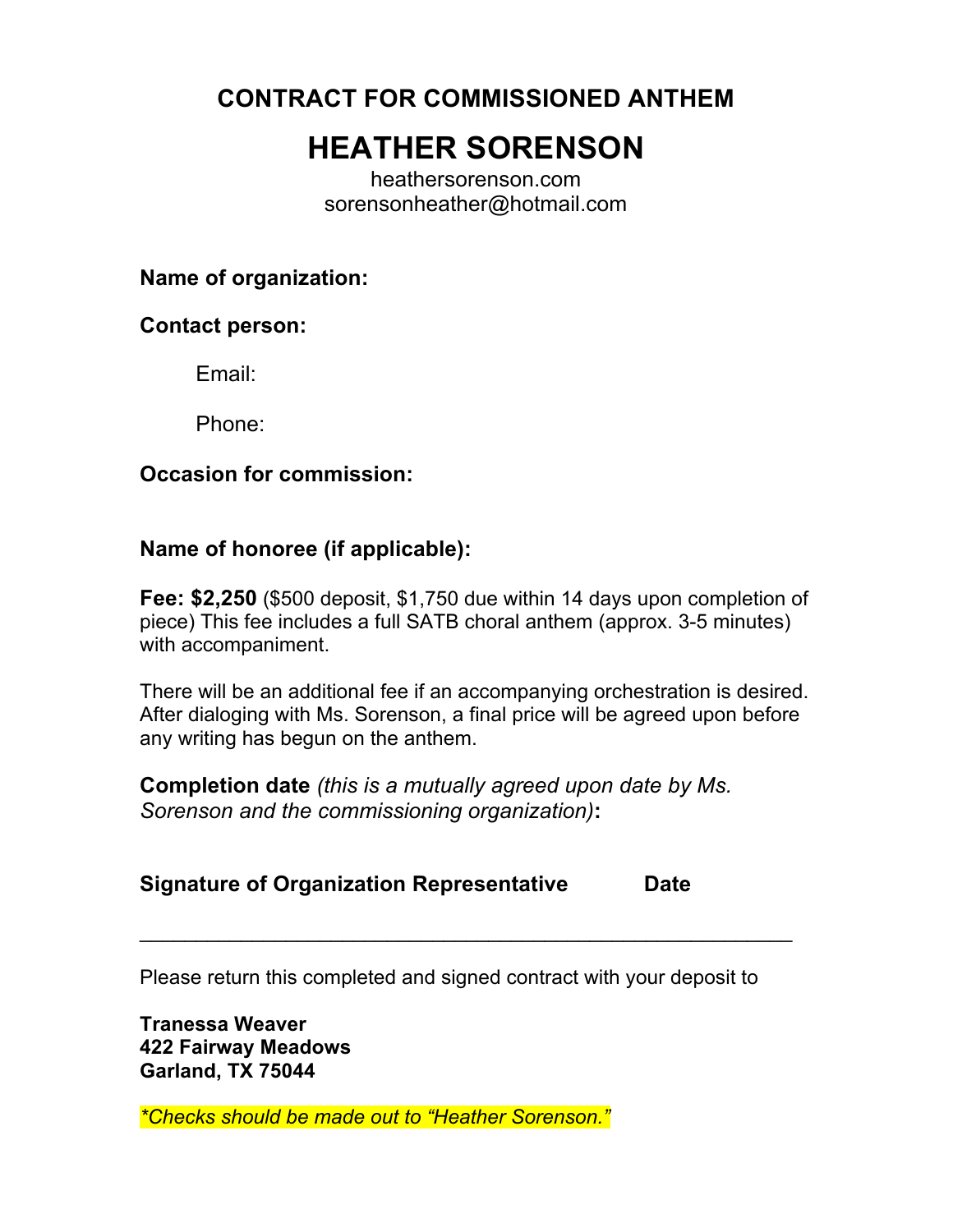# CONTRACT FOR COMMISSIONED ANTHEM

## HEATHER SORENSON

heathersorenson.com
sorensonheather@hotmail.com

**Name of organization:**

**Contact person:**

Email:

Phone:

**Occasion for commission:**

**Name of honoree (if applicable):**

**Fee: $2,250** ($500 deposit, $1,750 due within 14 days upon completion of piece) This fee includes a full SATB choral anthem (approx. 3-5 minutes) with accompaniment.

There will be an additional fee if an accompanying orchestration is desired. After dialoging with Ms. Sorenson, a final price will be agreed upon before any writing has begun on the anthem.

**Completion date** *(this is a mutually agreed upon date by Ms. Sorenson and the commissioning organization)***:**

**Signature of Organization Representative Date**

\_\_\_\_\_\_\_\_\_\_\_\_\_\_\_\_\_\_\_\_\_\_\_\_\_\_\_\_\_\_\_\_\_\_\_\_\_\_\_\_\_\_\_\_\_\_\_\_\_\_\_\_\_\_\_\_

Please return this completed and signed contract with your deposit to

**Tranessa Weaver**
**422 Fairway Meadows**
**Garland, TX 75044**

*\*Checks should be made out to "Heather Sorenson."*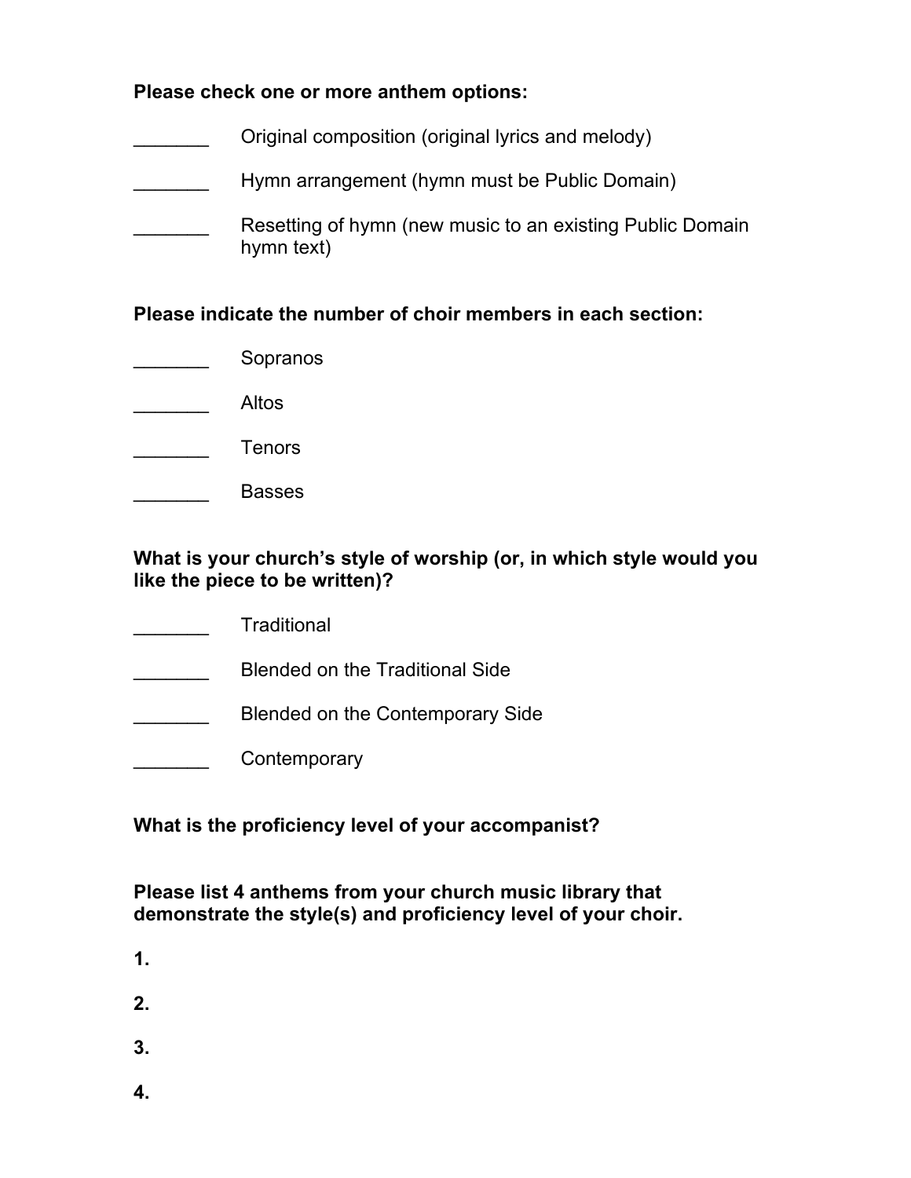**Please check one or more anthem options:**

_______ Original composition (original lyrics and melody)

_______ Hymn arrangement (hymn must be Public Domain)

_______ Resetting of hymn (new music to an existing Public Domain hymn text)

**Please indicate the number of choir members in each section:**

_______ Sopranos

_______ Altos

_______ Tenors

_______ Basses

**What is your church's style of worship (or, in which style would you like the piece to be written)?**

_______ Traditional

_______ Blended on the Traditional Side

_______ Blended on the Contemporary Side

_______ Contemporary

**What is the proficiency level of your accompanist?**

**Please list 4 anthems from your church music library that demonstrate the style(s) and proficiency level of your choir.**

**1.**

**2.**

**3.**

**4.**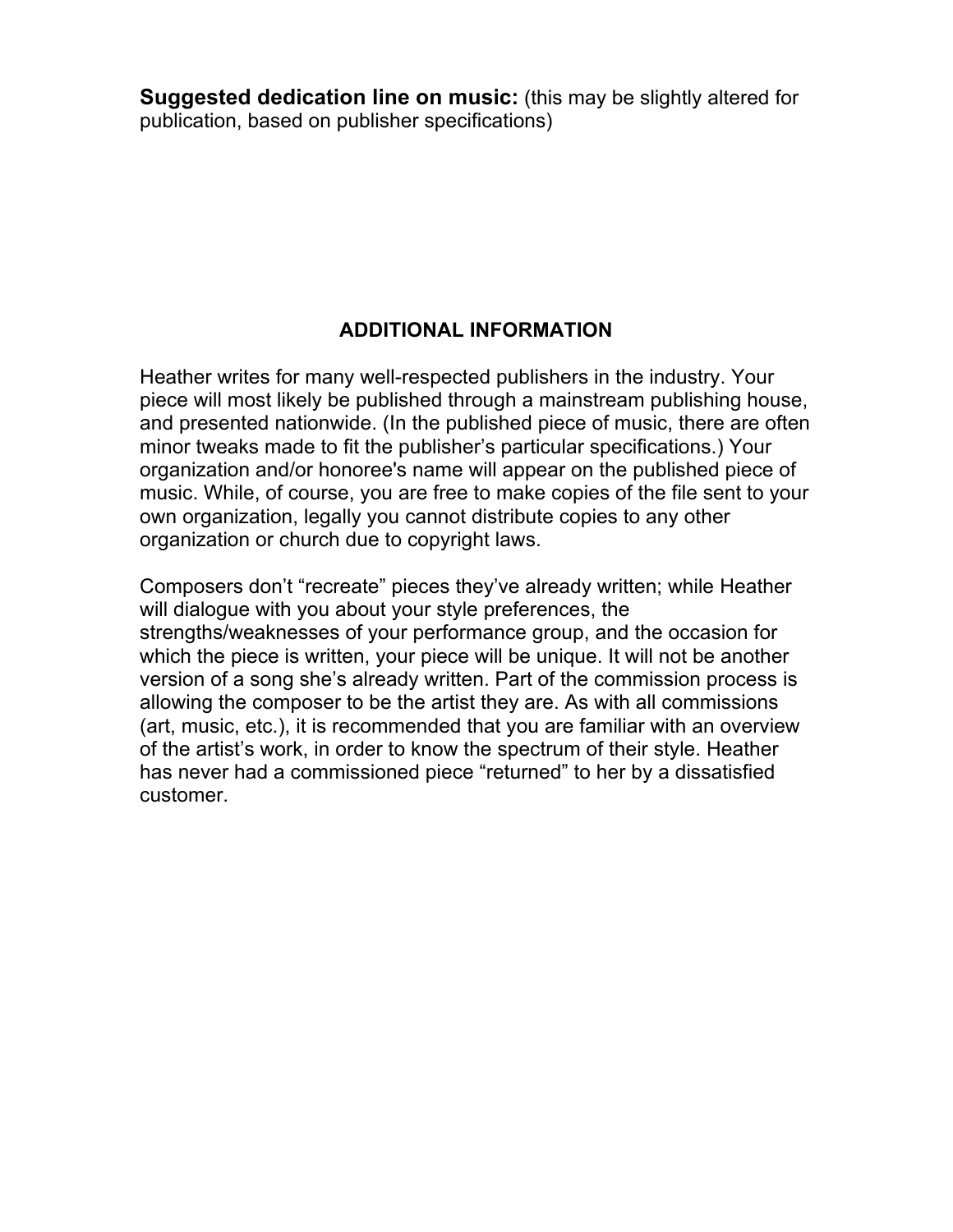**Suggested dedication line on music:** (this may be slightly altered for publication, based on publisher specifications)

## ADDITIONAL INFORMATION

Heather writes for many well-respected publishers in the industry. Your piece will most likely be published through a mainstream publishing house, and presented nationwide. (In the published piece of music, there are often minor tweaks made to fit the publisher's particular specifications.) Your organization and/or honoree's name will appear on the published piece of music. While, of course, you are free to make copies of the file sent to your own organization, legally you cannot distribute copies to any other organization or church due to copyright laws.

Composers don't "recreate" pieces they've already written; while Heather will dialogue with you about your style preferences, the strengths/weaknesses of your performance group, and the occasion for which the piece is written, your piece will be unique. It will not be another version of a song she's already written. Part of the commission process is allowing the composer to be the artist they are. As with all commissions (art, music, etc.), it is recommended that you are familiar with an overview of the artist's work, in order to know the spectrum of their style. Heather has never had a commissioned piece "returned" to her by a dissatisfied customer.